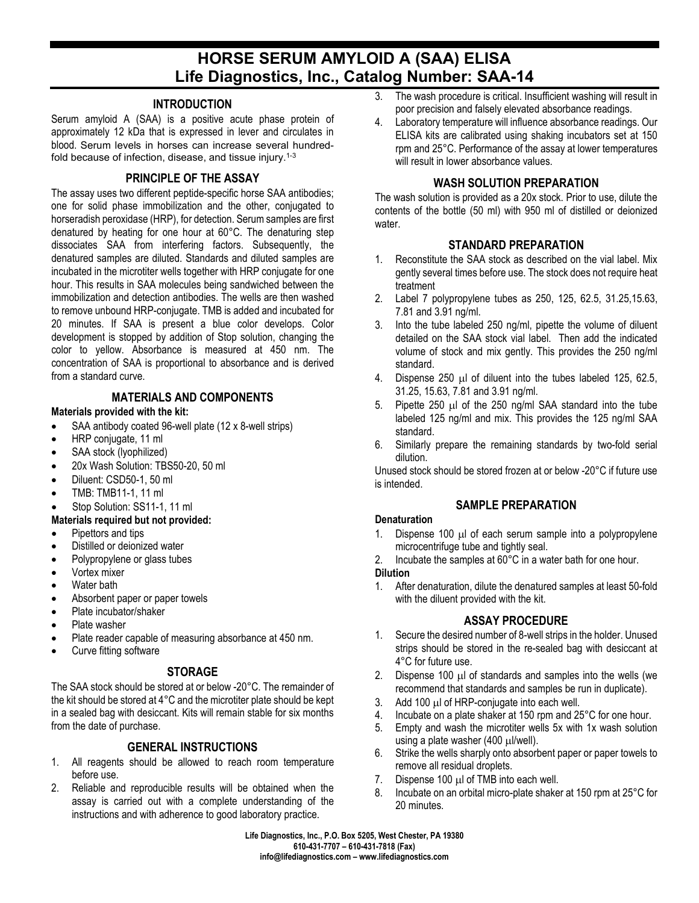# HORSE SERUM AMYLOID A (SAA) ELISA
# Life Diagnostics, Inc., Catalog Number: SAA-14

## INTRODUCTION

Serum amyloid A (SAA) is a positive acute phase protein of approximately 12 kDa that is expressed in lever and circulates in blood. Serum levels in horses can increase several hundred-fold because of infection, disease, and tissue injury.[1-3]

## PRINCIPLE OF THE ASSAY

The assay uses two different peptide-specific horse SAA antibodies; one for solid phase immobilization and the other, conjugated to horseradish peroxidase (HRP), for detection. Serum samples are first denatured by heating for one hour at 60°C. The denaturing step dissociates SAA from interfering factors. Subsequently, the denatured samples are diluted. Standards and diluted samples are incubated in the microtiter wells together with HRP conjugate for one hour. This results in SAA molecules being sandwiched between the immobilization and detection antibodies. The wells are then washed to remove unbound HRP-conjugate. TMB is added and incubated for 20 minutes. If SAA is present a blue color develops. Color development is stopped by addition of Stop solution, changing the color to yellow. Absorbance is measured at 450 nm. The concentration of SAA is proportional to absorbance and is derived from a standard curve.

## MATERIALS AND COMPONENTS

**Materials provided with the kit:**

- SAA antibody coated 96-well plate (12 x 8-well strips)
- HRP conjugate, 11 ml
- SAA stock (lyophilized)
- 20x Wash Solution: TBS50-20, 50 ml
- Diluent: CSD50-1, 50 ml
- TMB: TMB11-1, 11 ml
- Stop Solution: SS11-1, 11 ml

**Materials required but not provided:**

- Pipettors and tips
- Distilled or deionized water
- Polypropylene or glass tubes
- Vortex mixer
- Water bath
- Absorbent paper or paper towels
- Plate incubator/shaker
- Plate washer
- Plate reader capable of measuring absorbance at 450 nm.
- Curve fitting software

## STORAGE

The SAA stock should be stored at or below -20°C. The remainder of the kit should be stored at 4°C and the microtiter plate should be kept in a sealed bag with desiccant. Kits will remain stable for six months from the date of purchase.

## GENERAL INSTRUCTIONS

1. All reagents should be allowed to reach room temperature before use.
2. Reliable and reproducible results will be obtained when the assay is carried out with a complete understanding of the instructions and with adherence to good laboratory practice.
3. The wash procedure is critical. Insufficient washing will result in poor precision and falsely elevated absorbance readings.
4. Laboratory temperature will influence absorbance readings. Our ELISA kits are calibrated using shaking incubators set at 150 rpm and 25°C. Performance of the assay at lower temperatures will result in lower absorbance values.

## WASH SOLUTION PREPARATION

The wash solution is provided as a 20x stock. Prior to use, dilute the contents of the bottle (50 ml) with 950 ml of distilled or deionized water.

## STANDARD PREPARATION

1. Reconstitute the SAA stock as described on the vial label. Mix gently several times before use. The stock does not require heat treatment
2. Label 7 polypropylene tubes as 250, 125, 62.5, 31.25,15.63, 7.81 and 3.91 ng/ml.
3. Into the tube labeled 250 ng/ml, pipette the volume of diluent detailed on the SAA stock vial label. Then add the indicated volume of stock and mix gently. This provides the 250 ng/ml standard.
4. Dispense 250 μl of diluent into the tubes labeled 125, 62.5, 31.25, 15.63, 7.81 and 3.91 ng/ml.
5. Pipette 250 μl of the 250 ng/ml SAA standard into the tube labeled 125 ng/ml and mix. This provides the 125 ng/ml SAA standard.
6. Similarly prepare the remaining standards by two-fold serial dilution.

Unused stock should be stored frozen at or below -20°C if future use is intended.

## SAMPLE PREPARATION

**Denaturation**

1. Dispense 100 μl of each serum sample into a polypropylene microcentrifuge tube and tightly seal.
2. Incubate the samples at 60°C in a water bath for one hour.

**Dilution**

1. After denaturation, dilute the denatured samples at least 50-fold with the diluent provided with the kit.

## ASSAY PROCEDURE

1. Secure the desired number of 8-well strips in the holder. Unused strips should be stored in the re-sealed bag with desiccant at 4°C for future use.
2. Dispense 100 μl of standards and samples into the wells (we recommend that standards and samples be run in duplicate).
3. Add 100 μl of HRP-conjugate into each well.
4. Incubate on a plate shaker at 150 rpm and 25°C for one hour.
5. Empty and wash the microtiter wells 5x with 1x wash solution using a plate washer (400 μl/well).
6. Strike the wells sharply onto absorbent paper or paper towels to remove all residual droplets.
7. Dispense 100 μl of TMB into each well.
8. Incubate on an orbital micro-plate shaker at 150 rpm at 25°C for 20 minutes.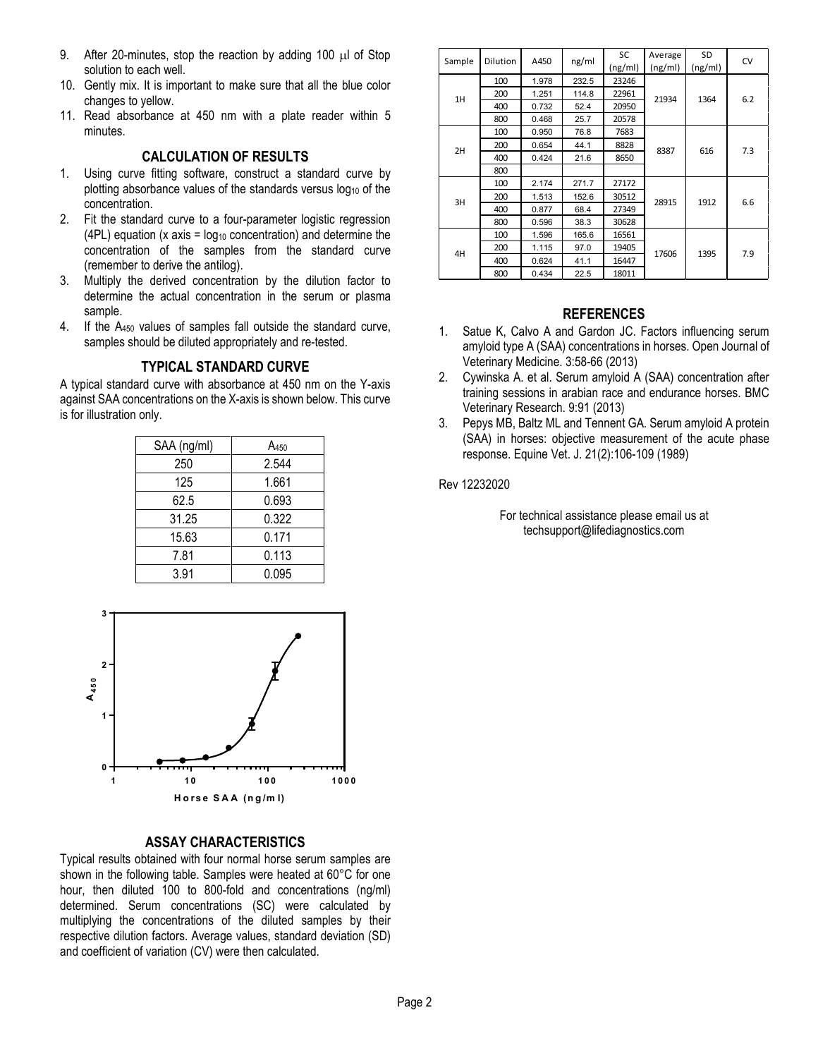9. After 20-minutes, stop the reaction by adding 100 µl of Stop solution to each well.
10. Gently mix. It is important to make sure that all the blue color changes to yellow.
11. Read absorbance at 450 nm with a plate reader within 5 minutes.

## CALCULATION OF RESULTS

1. Using curve fitting software, construct a standard curve by plotting absorbance values of the standards versus $\log_{10}$ of the concentration.
2. Fit the standard curve to a four-parameter logistic regression (4PL) equation (x axis = $\log_{10}$ concentration) and determine the concentration of the samples from the standard curve (remember to derive the antilog).
3. Multiply the derived concentration by the dilution factor to determine the actual concentration in the serum or plasma sample.
4. If the $A_{450}$ values of samples fall outside the standard curve, samples should be diluted appropriately and re-tested.

## TYPICAL STANDARD CURVE

A typical standard curve with absorbance at 450 nm on the Y-axis against SAA concentrations on the X-axis is shown below. This curve is for illustration only.

| SAA (ng/ml) | $A_{450}$ |
|---|---|
| 250 | 2.544 |
| 125 | 1.661 |
| 62.5 | 0.693 |
| 31.25 | 0.322 |
| 15.63 | 0.171 |
| 7.81 | 0.113 |
| 3.91 | 0.095 |

$A_{450}$

0
1
2
3

1
10
100
1000

Horse SAA (ng/ml)

## ASSAY CHARACTERISTICS

Typical results obtained with four normal horse serum samples are shown in the following table. Samples were heated at 60°C for one hour, then diluted 100 to 800-fold and concentrations (ng/ml) determined. Serum concentrations (SC) were calculated by multiplying the concentrations of the diluted samples by their respective dilution factors. Average values, standard deviation (SD) and coefficient of variation (CV) were then calculated.

| Sample | Dilution | A450 | ng/ml | SC (ng/ml) | Average (ng/ml) | SD (ng/ml) | CV |
|---|---|---|---|---|---|---|---|
| 1H | 100 | 1.978 | 232.5 | 23246 | 21934 | 1364 | 6.2 |
| | 200 | 1.251 | 114.8 | 22961 | | | |
| | 400 | 0.732 | 52.4 | 20950 | | | |
| | 800 | 0.468 | 25.7 | 20578 | | | |
| 2H | 100 | 0.950 | 76.8 | 7683 | 8387 | 616 | 7.3 |
| | 200 | 0.654 | 44.1 | 8828 | | | |
| | 400 | 0.424 | 21.6 | 8650 | | | |
| | 800 | | | | | | |
| 3H | 100 | 2.174 | 271.7 | 27172 | 28915 | 1912 | 6.6 |
| | 200 | 1.513 | 152.6 | 30512 | | | |
| | 400 | 0.877 | 68.4 | 27349 | | | |
| | 800 | 0.596 | 38.3 | 30628 | | | |
| 4H | 100 | 1.596 | 165.6 | 16561 | 17606 | 1395 | 7.9 |
| | 200 | 1.115 | 97.0 | 19405 | | | |
| | 400 | 0.624 | 41.1 | 16447 | | | |
| | 800 | 0.434 | 22.5 | 18011 | | | |

## REFERENCES

1. Satue K, Calvo A and Gardon JC. Factors influencing serum amyloid type A (SAA) concentrations in horses. Open Journal of Veterinary Medicine. 3:58-66 (2013)
2. Cywinska A. et al. Serum amyloid A (SAA) concentration after training sessions in arabian race and endurance horses. BMC Veterinary Research. 9:91 (2013)
3. Pepys MB, Baltz ML and Tennent GA. Serum amyloid A protein (SAA) in horses: objective measurement of the acute phase response. Equine Vet. J. 21(2):106-109 (1989)

Rev 12232020

For technical assistance please email us at techsupport@lifediagnostics.com